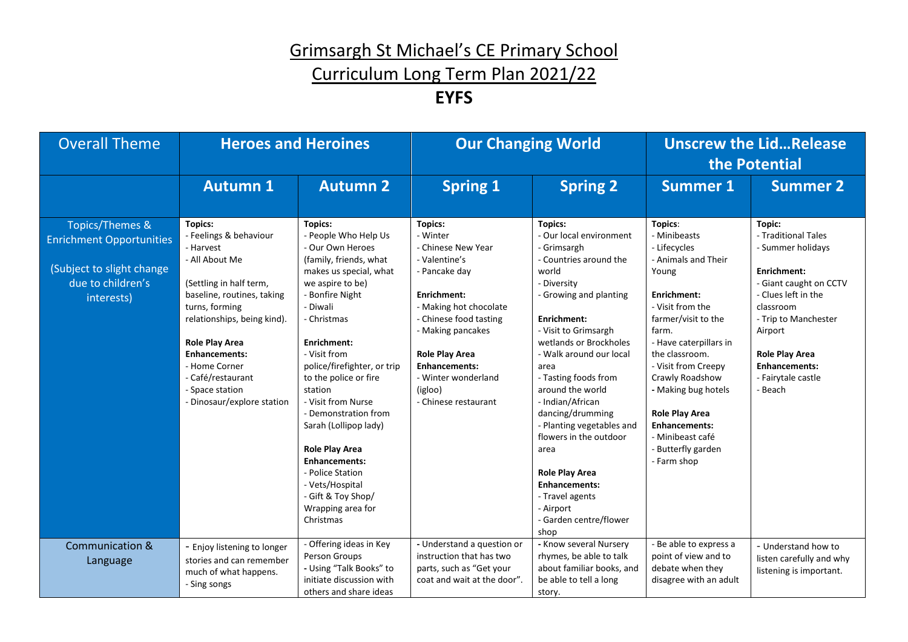# Grimsargh St Michael's CE Primary School

## Curriculum Long Term Plan 2021/22

## EYFS

| Overall Theme | Heroes and Heroines | | Our Changing World | | Unscrew the Lid…Release the Potential | |
|---|---|---|---|---|---|---|
| | **Autumn 1** | **Autumn 2** | **Spring 1** | **Spring 2** | **Summer 1** | **Summer 2** |
| Topics/Themes & Enrichment Opportunities<br><br>(Subject to slight change due to children's interests) | **Topics:**<br>- Feelings & behaviour<br>- Harvest<br>- All About Me<br><br>(Settling in half term, baseline, routines, taking turns, forming relationships, being kind).<br><br>**Role Play Area Enhancements:**<br>- Home Corner<br>- Café/restaurant<br>- Space station<br>- Dinosaur/explore station | **Topics:**<br>- People Who Help Us<br>- Our Own Heroes (family, friends, what makes us special, what we aspire to be)<br>- Bonfire Night<br>- Diwali<br>- Christmas<br><br>**Enrichment:**<br>- Visit from police/firefighter, or trip to the police or fire station<br>- Visit from Nurse<br>- Demonstration from Sarah (Lollipop lady)<br><br>**Role Play Area Enhancements:**<br>- Police Station<br>- Vets/Hospital<br>- Gift & Toy Shop/ Wrapping area for Christmas | **Topics:**<br>- Winter<br>- Chinese New Year<br>- Valentine's<br>- Pancake day<br><br>**Enrichment:**<br>- Making hot chocolate<br>- Chinese food tasting<br>- Making pancakes<br><br>**Role Play Area Enhancements:**<br>- Winter wonderland (igloo)<br>- Chinese restaurant | **Topics:**<br>- Our local environment<br>- Grimsargh<br>- Countries around the world<br>- Diversity<br>- Growing and planting<br><br>**Enrichment:**<br>- Visit to Grimsargh wetlands or Brockholes<br>- Walk around our local area<br>- Tasting foods from around the world<br>- Indian/African dancing/drumming<br>- Planting vegetables and flowers in the outdoor area<br><br>**Role Play Area Enhancements:**<br>- Travel agents<br>- Airport<br>- Garden centre/flower shop | **Topics**:<br>- Minibeasts<br>- Lifecycles<br>- Animals and Their Young<br><br>**Enrichment:**<br>- Visit from the farmer/visit to the farm.<br>- Have caterpillars in the classroom.<br>- Visit from Creepy Crawly Roadshow<br>- Making bug hotels<br><br>**Role Play Area Enhancements:**<br>- Minibeast café<br>- Butterfly garden<br>- Farm shop | **Topic:**<br>- Traditional Tales<br>- Summer holidays<br><br>**Enrichment:**<br>- Giant caught on CCTV<br>- Clues left in the classroom<br>- Trip to Manchester Airport<br><br>**Role Play Area Enhancements:**<br>- Fairytale castle<br>- Beach |
| Communication & Language | - Enjoy listening to longer stories and can remember much of what happens.<br>- Sing songs | - Offering ideas in Key Person Groups<br>- Using "Talk Books" to initiate discussion with others and share ideas | - Understand a question or instruction that has two parts, such as "Get your coat and wait at the door". | - Know several Nursery rhymes, be able to talk about familiar books, and be able to tell a long story. | - Be able to express a point of view and to debate when they disagree with an adult | - Understand how to listen carefully and why listening is important. |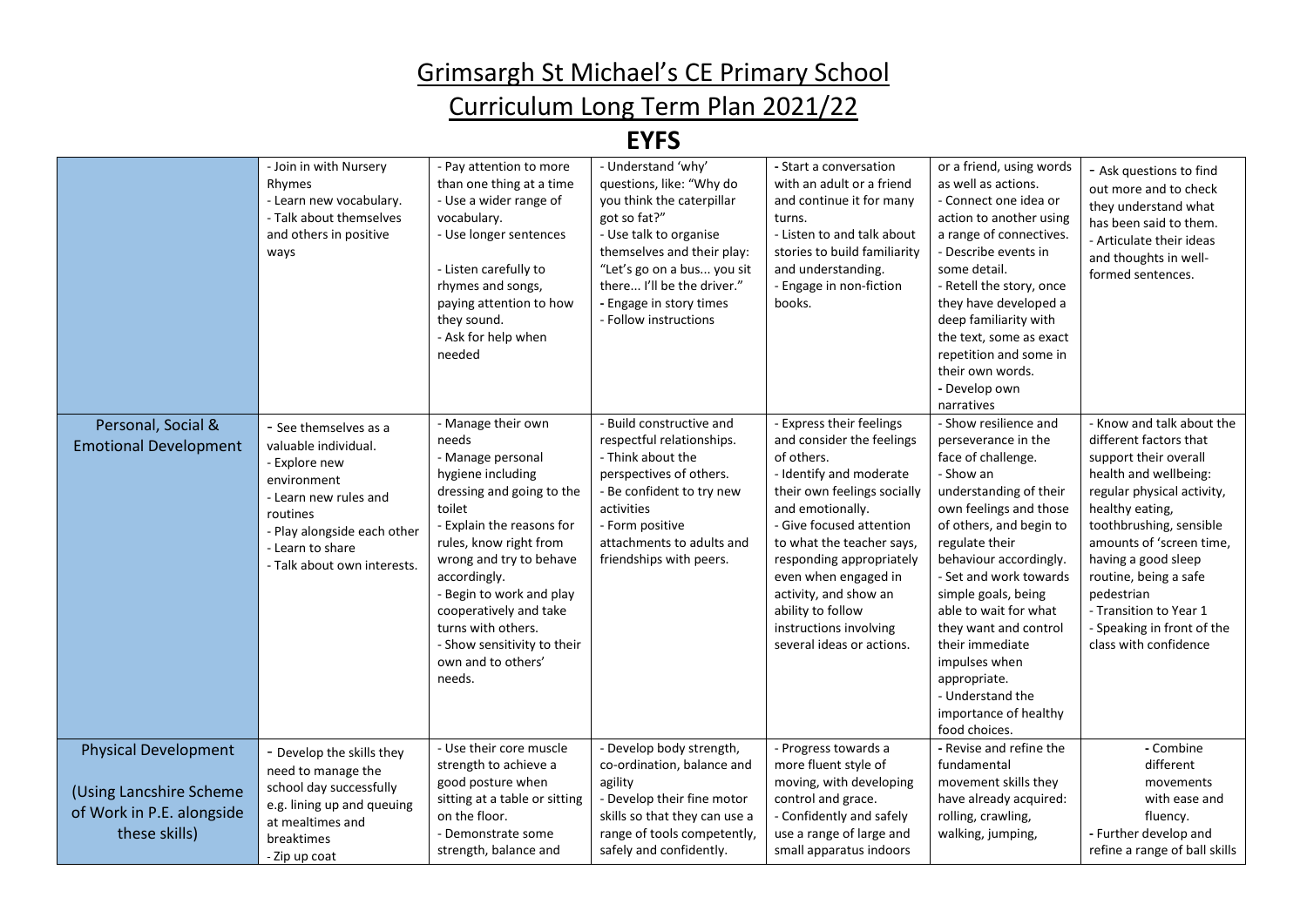# Grimsargh St Michael's CE Primary School

# Curriculum Long Term Plan 2021/22

# EYFS

| | | | | | | |
|---|---|---|---|---|---|---|
| | - Join in with Nursery Rhymes<br>- Learn new vocabulary.<br>- Talk about themselves and others in positive ways | - Pay attention to more than one thing at a time<br>- Use a wider range of vocabulary.<br>- Use longer sentences<br><br>- Listen carefully to rhymes and songs, paying attention to how they sound.<br>- Ask for help when needed | - Understand 'why' questions, like: "Why do you think the caterpillar got so fat?"<br>- Use talk to organise themselves and their play: "Let's go on a bus... you sit there... I'll be the driver."<br>- Engage in story times<br>- Follow instructions | - Start a conversation with an adult or a friend and continue it for many turns.<br>- Listen to and talk about stories to build familiarity and understanding.<br>- Engage in non-fiction books. | or a friend, using words as well as actions.<br>- Connect one idea or action to another using a range of connectives.<br>- Describe events in some detail.<br>- Retell the story, once they have developed a deep familiarity with the text, some as exact repetition and some in their own words.<br>- Develop own narratives | - Ask questions to find out more and to check they understand what has been said to them.<br>- Articulate their ideas and thoughts in well-formed sentences. |
| Personal, Social & Emotional Development | - See themselves as a valuable individual.<br>- Explore new environment<br>- Learn new rules and routines<br>- Play alongside each other<br>- Learn to share<br>- Talk about own interests. | - Manage their own needs<br>- Manage personal hygiene including dressing and going to the toilet<br>- Explain the reasons for rules, know right from wrong and try to behave accordingly.<br>- Begin to work and play cooperatively and take turns with others.<br>- Show sensitivity to their own and to others' needs. | - Build constructive and respectful relationships.<br>- Think about the perspectives of others.<br>- Be confident to try new activities<br>- Form positive attachments to adults and friendships with peers. | - Express their feelings and consider the feelings of others.<br>- Identify and moderate their own feelings socially and emotionally.<br>- Give focused attention to what the teacher says, responding appropriately even when engaged in activity, and show an ability to follow instructions involving several ideas or actions. | - Show resilience and perseverance in the face of challenge.<br>- Show an understanding of their own feelings and those of others, and begin to regulate their behaviour accordingly.<br>- Set and work towards simple goals, being able to wait for what they want and control their immediate impulses when appropriate.<br>- Understand the importance of healthy food choices. | - Know and talk about the different factors that support their overall health and wellbeing: regular physical activity, healthy eating, toothbrushing, sensible amounts of 'screen time, having a good sleep routine, being a safe pedestrian<br>- Transition to Year 1<br>- Speaking in front of the class with confidence |
| Physical Development<br><br>(Using Lancshire Scheme of Work in P.E. alongside these skills) | - Develop the skills they need to manage the school day successfully e.g. lining up and queuing at mealtimes and breaktimes<br>- Zip up coat | - Use their core muscle strength to achieve a good posture when sitting at a table or sitting on the floor.<br>- Demonstrate some strength, balance and | - Develop body strength, co-ordination, balance and agility<br>- Develop their fine motor skills so that they can use a range of tools competently, safely and confidently. | - Progress towards a more fluent style of moving, with developing control and grace.<br>- Confidently and safely use a range of large and small apparatus indoors | - Revise and refine the fundamental movement skills they have already acquired: rolling, crawling, walking, jumping, | - Combine different movements with ease and fluency.<br>- Further develop and refine a range of ball skills |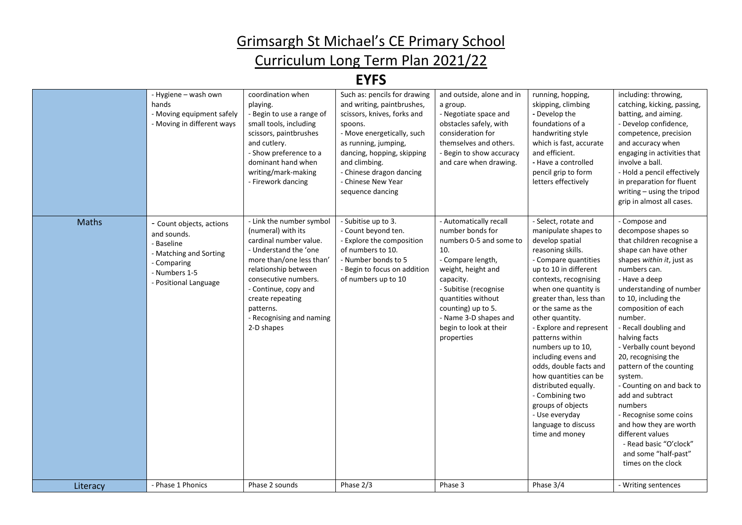# Grimsargh St Michael's CE Primary School

## Curriculum Long Term Plan 2021/22

## EYFS

| | | | | | | |
|---|---|---|---|---|---|---|
| | - Hygiene – wash own hands<br>- Moving equipment safely<br>- Moving in different ways | coordination when playing.<br>- Begin to use a range of small tools, including scissors, paintbrushes and cutlery.<br>- Show preference to a dominant hand when writing/mark-making<br>- Firework dancing | Such as: pencils for drawing and writing, paintbrushes, scissors, knives, forks and spoons.<br>- Move energetically, such as running, jumping, dancing, hopping, skipping and climbing.<br>- Chinese dragon dancing<br>- Chinese New Year sequence dancing | and outside, alone and in a group.<br>- Negotiate space and obstacles safely, with consideration for themselves and others.<br>- Begin to show accuracy and care when drawing. | running, hopping, skipping, climbing<br>- Develop the foundations of a handwriting style which is fast, accurate and efficient.<br>- Have a controlled pencil grip to form letters effectively | including: throwing, catching, kicking, passing, batting, and aiming.<br>- Develop confidence, competence, precision and accuracy when engaging in activities that involve a ball.<br>- Hold a pencil effectively in preparation for fluent writing – using the tripod grip in almost all cases. |
| Maths | - Count objects, actions and sounds.<br>- Baseline<br>- Matching and Sorting<br>- Comparing<br>- Numbers 1-5<br>- Positional Language | - Link the number symbol (numeral) with its cardinal number value.<br>- Understand the 'one more than/one less than' relationship between consecutive numbers.<br>- Continue, copy and create repeating patterns.<br>- Recognising and naming 2-D shapes | - Subitise up to 3.<br>- Count beyond ten.<br>- Explore the composition of numbers to 10.<br>- Number bonds to 5<br>- Begin to focus on addition of numbers up to 10 | - Automatically recall number bonds for numbers 0-5 and some to 10.<br>- Compare length, weight, height and capacity.<br>- Subitise (recognise quantities without counting) up to 5.<br>- Name 3-D shapes and begin to look at their properties | - Select, rotate and manipulate shapes to develop spatial reasoning skills.<br>- Compare quantities up to 10 in different contexts, recognising when one quantity is greater than, less than or the same as the other quantity.<br>- Explore and represent patterns within numbers up to 10, including evens and odds, double facts and how quantities can be distributed equally.<br>- Combining two groups of objects<br>- Use everyday language to discuss time and money | - Compose and decompose shapes so that children recognise a shape can have other shapes *within it*, just as numbers can.<br>- Have a deep understanding of number to 10, including the composition of each number.<br>- Recall doubling and halving facts<br>- Verbally count beyond 20, recognising the pattern of the counting system.<br>- Counting on and back to add and subtract numbers<br>- Recognise some coins and how they are worth different values<br>- Read basic "O'clock" and some "half-past" times on the clock |
| Literacy | - Phase 1 Phonics | Phase 2 sounds | Phase 2/3 | Phase 3 | Phase 3/4 | - Writing sentences |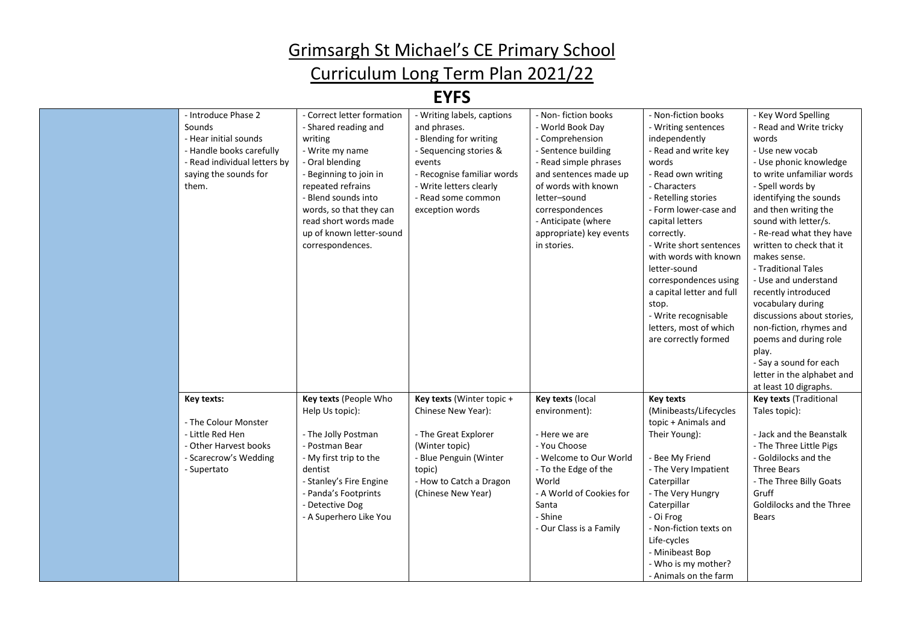# Grimsargh St Michael's CE Primary School

# Curriculum Long Term Plan 2021/22

## EYFS

| | | | | | | |
|---|---|---|---|---|---|---|
| | - Introduce Phase 2 Sounds<br>- Hear initial sounds<br>- Handle books carefully<br>- Read individual letters by saying the sounds for them. | - Correct letter formation<br>- Shared reading and writing<br>- Write my name<br>- Oral blending<br>- Beginning to join in repeated refrains<br>- Blend sounds into words, so that they can read short words made up of known letter-sound correspondences. | - Writing labels, captions and phrases.<br>- Blending for writing<br>- Sequencing stories & events<br>- Recognise familiar words<br>- Write letters clearly<br>- Read some common exception words | - Non- fiction books<br>- World Book Day<br>- Comprehension<br>- Sentence building<br>- Read simple phrases and sentences made up of words with known letter–sound correspondences<br>- Anticipate (where appropriate) key events in stories. | - Non-fiction books<br>- Writing sentences independently<br>- Read and write key words<br>- Read own writing<br>- Characters<br>- Retelling stories<br>- Form lower-case and capital letters correctly.<br>- Write short sentences with words with known letter-sound correspondences using a capital letter and full stop.<br>- Write recognisable letters, most of which are correctly formed | - Key Word Spelling<br>- Read and Write tricky words<br>- Use new vocab<br>- Use phonic knowledge to write unfamiliar words<br>- Spell words by identifying the sounds and then writing the sound with letter/s.<br>- Re-read what they have written to check that it makes sense.<br>- Traditional Tales<br>- Use and understand recently introduced vocabulary during discussions about stories, non-fiction, rhymes and poems and during role play.<br>- Say a sound for each letter in the alphabet and at least 10 digraphs. |
| | **Key texts:**<br><br>- The Colour Monster<br>- Little Red Hen<br>- Other Harvest books<br>- Scarecrow's Wedding<br>- Supertato | **Key texts** (People Who Help Us topic):<br><br>- The Jolly Postman<br>- Postman Bear<br>- My first trip to the dentist<br>- Stanley's Fire Engine<br>- Panda's Footprints<br>- Detective Dog<br>- A Superhero Like You | **Key texts** (Winter topic + Chinese New Year):<br><br>- The Great Explorer (Winter topic)<br>- Blue Penguin (Winter topic)<br>- How to Catch a Dragon (Chinese New Year) | **Key texts** (local environment):<br><br>- Here we are<br>- You Choose<br>- Welcome to Our World<br>- To the Edge of the World<br>- A World of Cookies for Santa<br>- Shine<br>- Our Class is a Family | **Key texts** (Minibeasts/Lifecycles topic + Animals and Their Young):<br><br>- Bee My Friend<br>- The Very Impatient Caterpillar<br>- The Very Hungry Caterpillar<br>- Oi Frog<br>- Non-fiction texts on Life-cycles<br>- Minibeast Bop<br>- Who is my mother?<br>- Animals on the farm | **Key texts** (Traditional Tales topic):<br><br>- Jack and the Beanstalk<br>- The Three Little Pigs<br>- Goldilocks and the Three Bears<br>- The Three Billy Goats Gruff<br>Goldilocks and the Three Bears |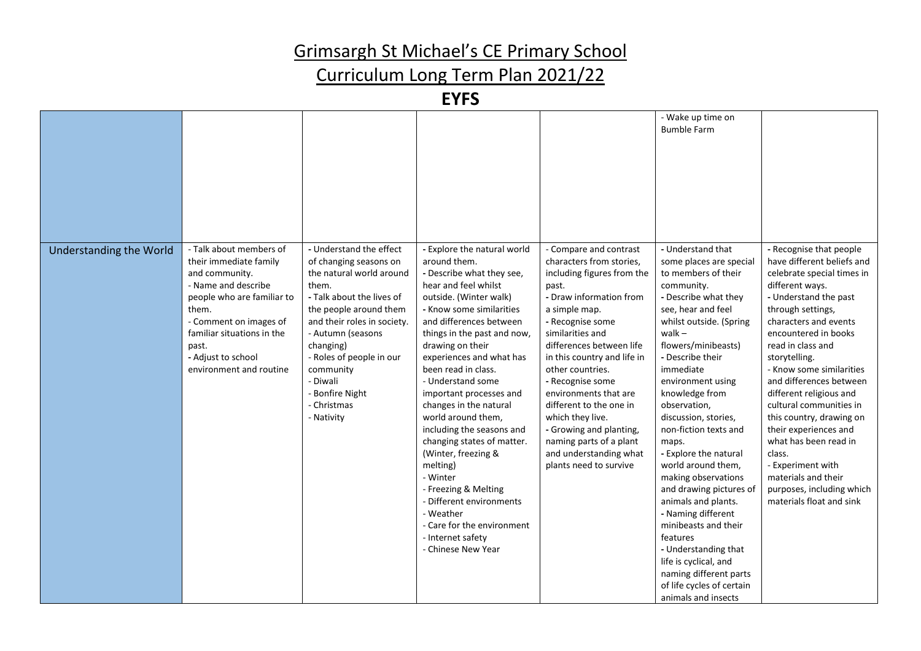# Grimsargh St Michael's CE Primary School

# Curriculum Long Term Plan 2021/22

## EYFS

| | | | | | | |
|---|---|---|---|---|---|---|
| | | | | | - Wake up time on Bumble Farm | |
| Understanding the World | - Talk about members of their immediate family and community.<br>- Name and describe people who are familiar to them.<br>- Comment on images of familiar situations in the past.<br>- Adjust to school environment and routine | - Understand the effect of changing seasons on the natural world around them.<br>- Talk about the lives of the people around them and their roles in society.<br>- Autumn (seasons changing)<br>- Roles of people in our community<br>- Diwali<br>- Bonfire Night<br>- Christmas<br>- Nativity | - Explore the natural world around them.<br>- Describe what they see, hear and feel whilst outside. (Winter walk)<br>- Know some similarities and differences between things in the past and now, drawing on their experiences and what has been read in class.<br>- Understand some important processes and changes in the natural world around them, including the seasons and changing states of matter. (Winter, freezing & melting)<br>- Winter<br>- Freezing & Melting<br>- Different environments<br>- Weather<br>- Care for the environment<br>- Internet safety<br>- Chinese New Year | - Compare and contrast characters from stories, including figures from the past.<br>- Draw information from a simple map.<br>- Recognise some similarities and differences between life in this country and life in other countries.<br>- Recognise some environments that are different to the one in which they live.<br>- Growing and planting, naming parts of a plant and understanding what plants need to survive | - Understand that some places are special to members of their community.<br>- Describe what they see, hear and feel whilst outside. (Spring walk – flowers/minibeasts)<br>- Describe their immediate environment using knowledge from observation, discussion, stories, non-fiction texts and maps.<br>- Explore the natural world around them, making observations and drawing pictures of animals and plants.<br>- Naming different minibeasts and their features<br>- Understanding that life is cyclical, and naming different parts of life cycles of certain animals and insects | - Recognise that people have different beliefs and celebrate special times in different ways.<br>- Understand the past through settings, characters and events encountered in books read in class and storytelling.<br>- Know some similarities and differences between different religious and cultural communities in this country, drawing on their experiences and what has been read in class.<br>- Experiment with materials and their purposes, including which materials float and sink |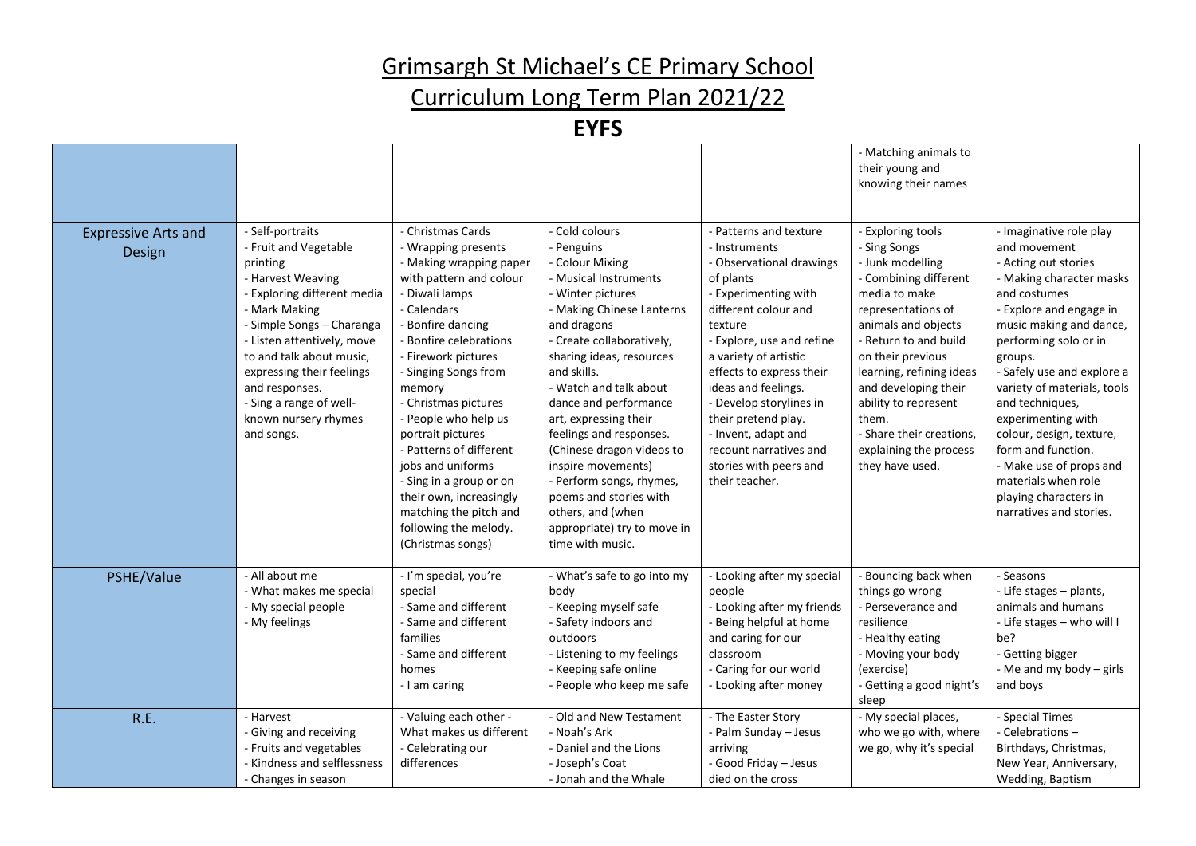# Grimsargh St Michael's CE Primary School

# Curriculum Long Term Plan 2021/22

## EYFS

| | | | | | | |
|---|---|---|---|---|---|---|
| | | | | | - Matching animals to their young and knowing their names | |
| Expressive Arts and Design | - Self-portraits<br>- Fruit and Vegetable printing<br>- Harvest Weaving<br>- Exploring different media<br>- Mark Making<br>- Simple Songs – Charanga<br>- Listen attentively, move to and talk about music, expressing their feelings and responses.<br>- Sing a range of well-known nursery rhymes and songs. | - Christmas Cards<br>- Wrapping presents<br>- Making wrapping paper with pattern and colour<br>- Diwali lamps<br>- Calendars<br>- Bonfire dancing<br>- Bonfire celebrations<br>- Firework pictures<br>- Singing Songs from memory<br>- Christmas pictures<br>- People who help us portrait pictures<br>- Patterns of different jobs and uniforms<br>- Sing in a group or on their own, increasingly matching the pitch and following the melody. (Christmas songs) | - Cold colours<br>- Penguins<br>- Colour Mixing<br>- Musical Instruments<br>- Winter pictures<br>- Making Chinese Lanterns and dragons<br>- Create collaboratively, sharing ideas, resources and skills.<br>- Watch and talk about dance and performance art, expressing their feelings and responses. (Chinese dragon videos to inspire movements)<br>- Perform songs, rhymes, poems and stories with others, and (when appropriate) try to move in time with music. | - Patterns and texture<br>- Instruments<br>- Observational drawings of plants<br>- Experimenting with different colour and texture<br>- Explore, use and refine a variety of artistic effects to express their ideas and feelings.<br>- Develop storylines in their pretend play.<br>- Invent, adapt and recount narratives and stories with peers and their teacher. | - Exploring tools<br>- Sing Songs<br>- Junk modelling<br>- Combining different media to make representations of animals and objects<br>- Return to and build on their previous learning, refining ideas and developing their ability to represent them.<br>- Share their creations, explaining the process they have used. | - Imaginative role play and movement<br>- Acting out stories<br>- Making character masks and costumes<br>- Explore and engage in music making and dance, performing solo or in groups.<br>- Safely use and explore a variety of materials, tools and techniques, experimenting with colour, design, texture, form and function.<br>- Make use of props and materials when role playing characters in narratives and stories. |
| PSHE/Value | - All about me<br>- What makes me special<br>- My special people<br>- My feelings | - I'm special, you're special<br>- Same and different<br>- Same and different families<br>- Same and different homes<br>- I am caring | - What's safe to go into my body<br>- Keeping myself safe<br>- Safety indoors and outdoors<br>- Listening to my feelings<br>- Keeping safe online<br>- People who keep me safe | - Looking after my special people<br>- Looking after my friends<br>- Being helpful at home and caring for our classroom<br>- Caring for our world<br>- Looking after money | - Bouncing back when things go wrong<br>- Perseverance and resilience<br>- Healthy eating<br>- Moving your body (exercise)<br>- Getting a good night's sleep | - Seasons<br>- Life stages – plants, animals and humans<br>- Life stages – who will I be?<br>- Getting bigger<br>- Me and my body – girls and boys |
| R.E. | - Harvest<br>- Giving and receiving<br>- Fruits and vegetables<br>- Kindness and selflessness<br>- Changes in season | - Valuing each other - What makes us different<br>- Celebrating our differences | - Old and New Testament<br>- Noah's Ark<br>- Daniel and the Lions<br>- Joseph's Coat<br>- Jonah and the Whale | - The Easter Story<br>- Palm Sunday – Jesus arriving<br>- Good Friday – Jesus died on the cross | - My special places, who we go with, where we go, why it's special | - Special Times<br>- Celebrations – Birthdays, Christmas, New Year, Anniversary, Wedding, Baptism |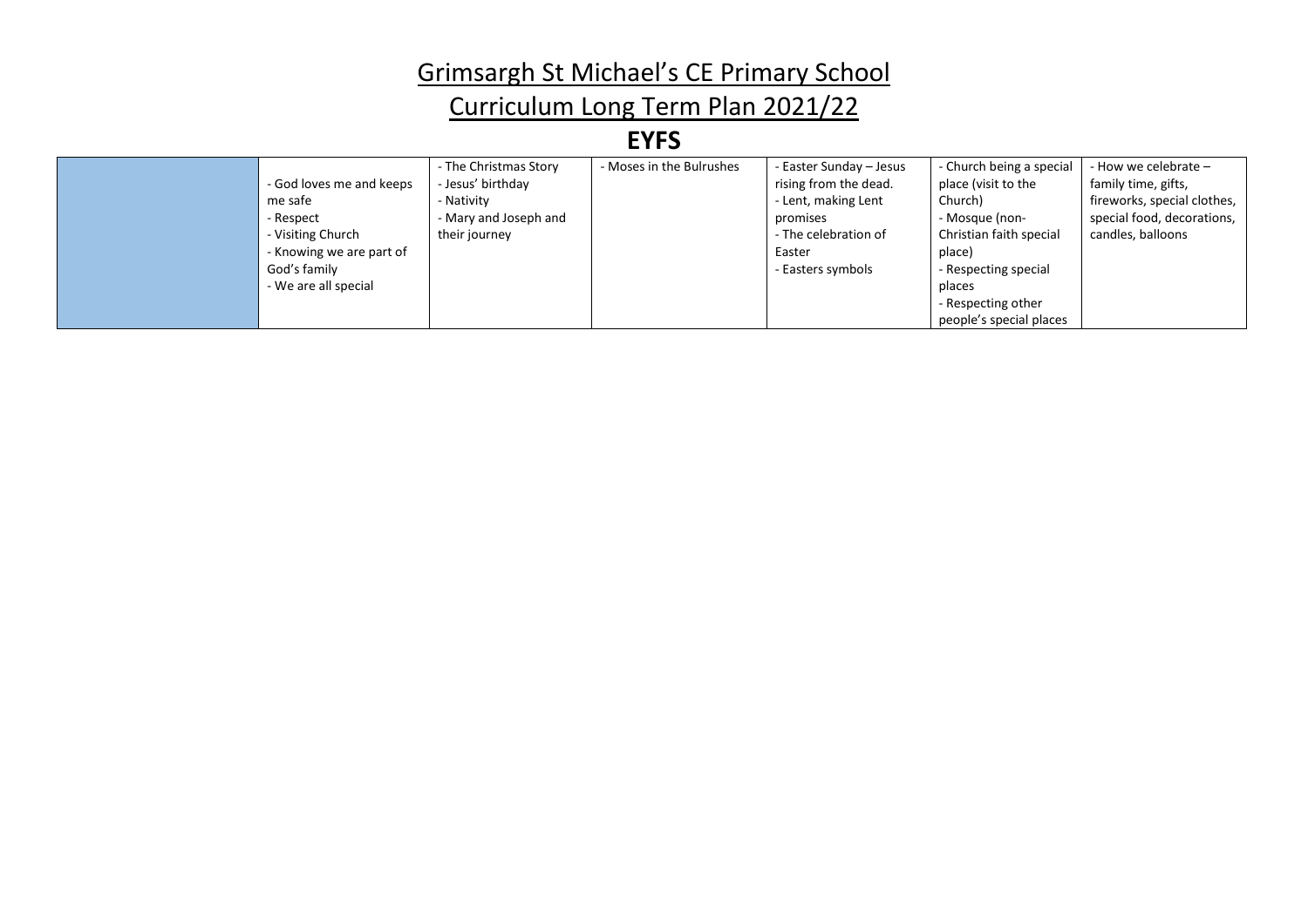# Grimsargh St Michael's CE Primary School

## Curriculum Long Term Plan 2021/22

## EYFS

| | | | | | | |
|---|---|---|---|---|---|---|
| | - God loves me and keeps me safe<br>- Respect<br>- Visiting Church<br>- Knowing we are part of God's family<br>- We are all special | - The Christmas Story<br>- Jesus' birthday<br>- Nativity<br>- Mary and Joseph and their journey | - Moses in the Bulrushes | - Easter Sunday – Jesus rising from the dead.<br>- Lent, making Lent promises<br>- The celebration of Easter<br>- Easters symbols | - Church being a special place (visit to the Church)<br>- Mosque (non-Christian faith special place)<br>- Respecting special places<br>- Respecting other people's special places | - How we celebrate – family time, gifts, fireworks, special clothes, special food, decorations, candles, balloons |